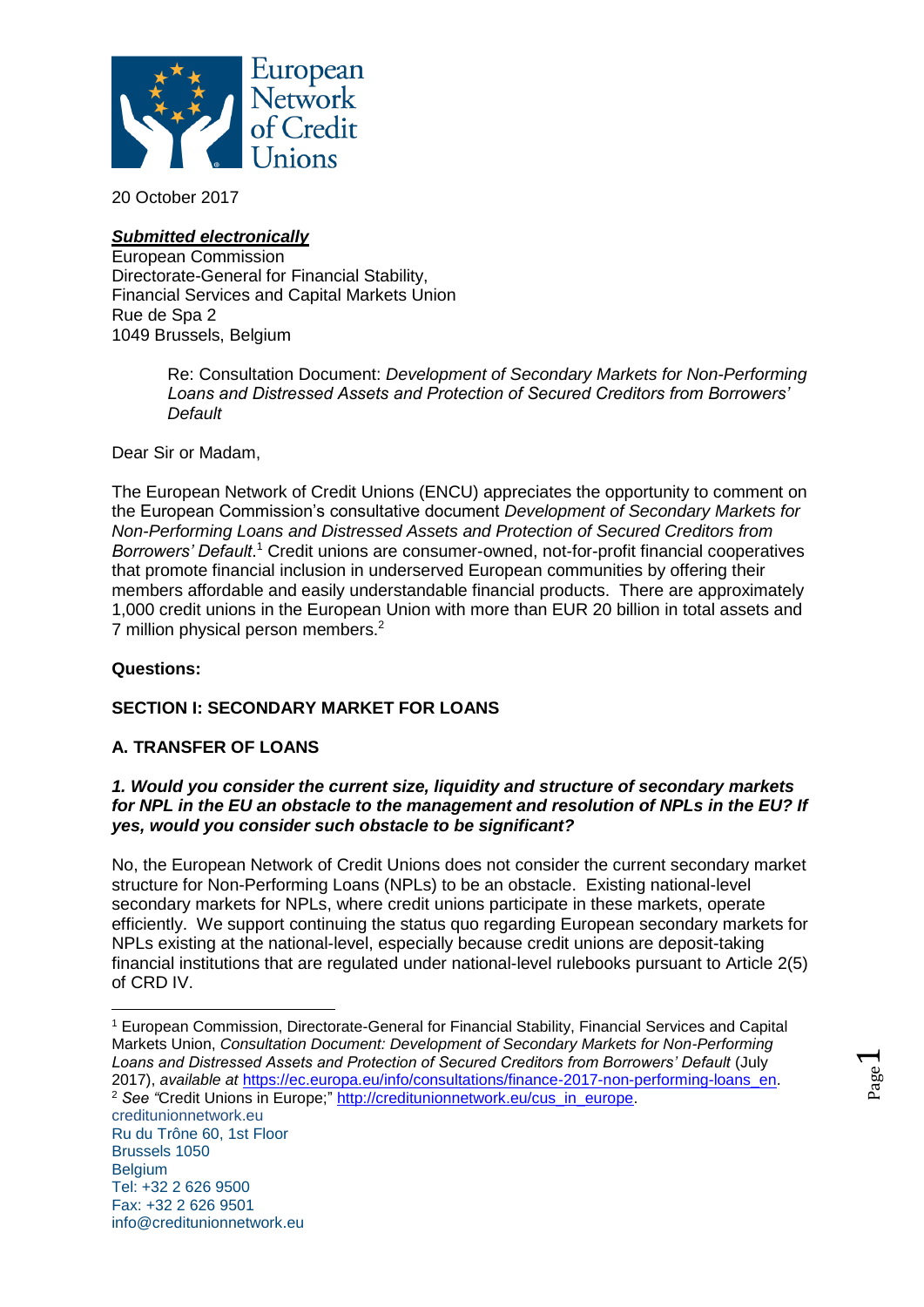European Network of Credit Unions

20 October 2017

***Submitted electronically***
European Commission
Directorate-General for Financial Stability,
Financial Services and Capital Markets Union
Rue de Spa 2
1049 Brussels, Belgium

> Re: Consultation Document: *Development of Secondary Markets for Non-Performing Loans and Distressed Assets and Protection of Secured Creditors from Borrowers' Default*

Dear Sir or Madam,

The European Network of Credit Unions (ENCU) appreciates the opportunity to comment on the European Commission's consultative document *Development of Secondary Markets for Non-Performing Loans and Distressed Assets and Protection of Secured Creditors from Borrowers' Default.*[1] Credit unions are consumer-owned, not-for-profit financial cooperatives that promote financial inclusion in underserved European communities by offering their members affordable and easily understandable financial products. There are approximately 1,000 credit unions in the European Union with more than EUR 20 billion in total assets and 7 million physical person members.[2]

**Questions:**

## SECTION I: SECONDARY MARKET FOR LOANS

### A. TRANSFER OF LOANS

***1. Would you consider the current size, liquidity and structure of secondary markets for NPL in the EU an obstacle to the management and resolution of NPLs in the EU? If yes, would you consider such obstacle to be significant?***

No, the European Network of Credit Unions does not consider the current secondary market structure for Non-Performing Loans (NPLs) to be an obstacle. Existing national-level secondary markets for NPLs, where credit unions participate in these markets, operate efficiently. We support continuing the status quo regarding European secondary markets for NPLs existing at the national-level, especially because credit unions are deposit-taking financial institutions that are regulated under national-level rulebooks pursuant to Article 2(5) of CRD IV.

---

[1] European Commission, Directorate-General for Financial Stability, Financial Services and Capital Markets Union, *Consultation Document: Development of Secondary Markets for Non-Performing Loans and Distressed Assets and Protection of Secured Creditors from Borrowers' Default* (July 2017), *available at* https://ec.europa.eu/info/consultations/finance-2017-non-performing-loans_en.

[2] *See "*Credit Unions in Europe;" http://creditunionnetwork.eu/cus_in_europe.

creditunionnetwork.eu
Ru du Trône 60, 1st Floor
Brussels 1050
Belgium
Tel: +32 2 626 9500
Fax: +32 2 626 9501
info@creditunionnetwork.eu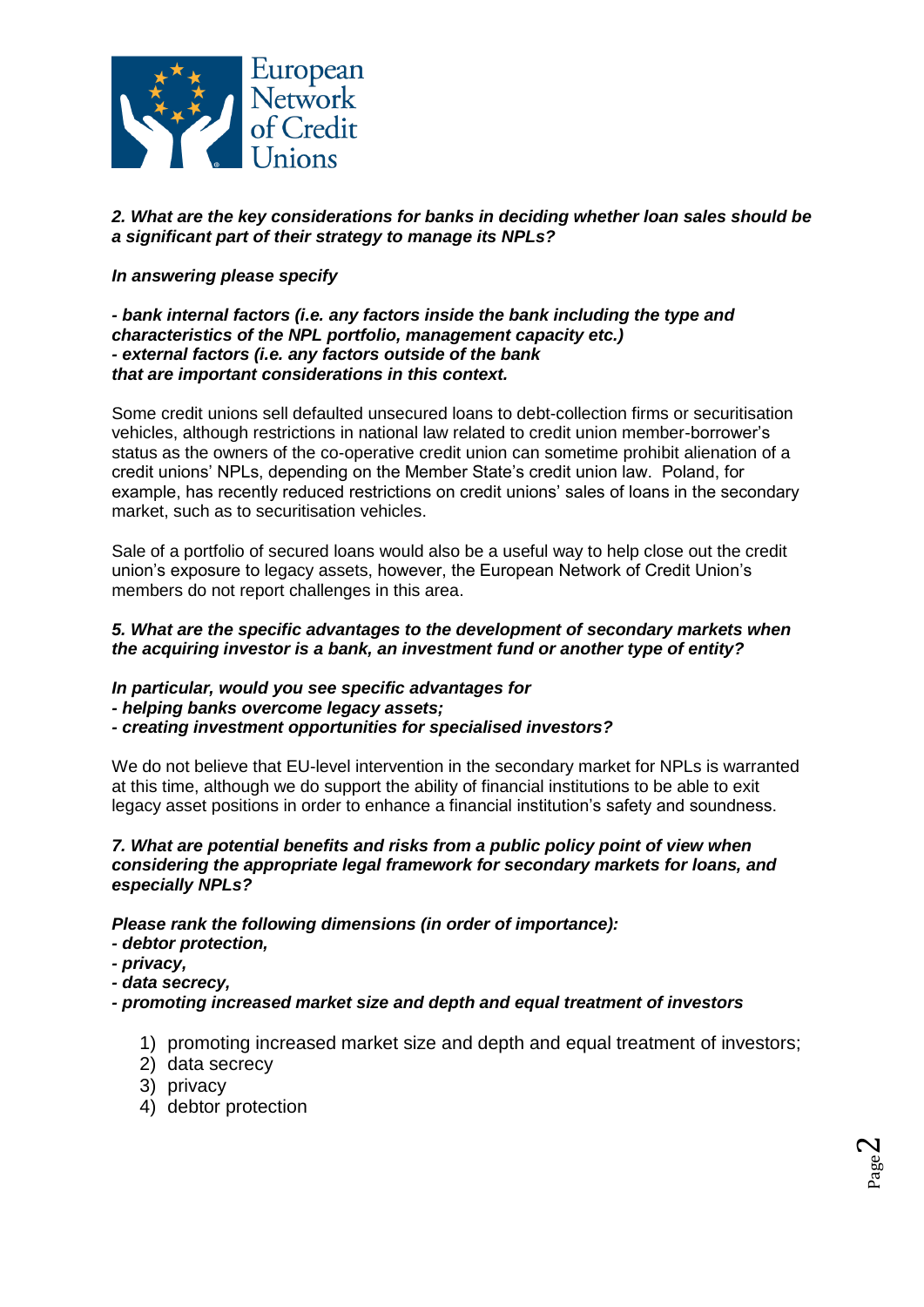***2. What are the key considerations for banks in deciding whether loan sales should be a significant part of their strategy to manage its NPLs?***

***In answering please specify***

***- bank internal factors (i.e. any factors inside the bank including the type and characteristics of the NPL portfolio, management capacity etc.)***
***- external factors (i.e. any factors outside of the bank that are important considerations in this context.***

Some credit unions sell defaulted unsecured loans to debt-collection firms or securitisation vehicles, although restrictions in national law related to credit union member-borrower's status as the owners of the co-operative credit union can sometime prohibit alienation of a credit unions' NPLs, depending on the Member State's credit union law. Poland, for example, has recently reduced restrictions on credit unions' sales of loans in the secondary market, such as to securitisation vehicles.

Sale of a portfolio of secured loans would also be a useful way to help close out the credit union's exposure to legacy assets, however, the European Network of Credit Union's members do not report challenges in this area.

***5. What are the specific advantages to the development of secondary markets when the acquiring investor is a bank, an investment fund or another type of entity?***

***In particular, would you see specific advantages for***
***- helping banks overcome legacy assets;***
***- creating investment opportunities for specialised investors?***

We do not believe that EU-level intervention in the secondary market for NPLs is warranted at this time, although we do support the ability of financial institutions to be able to exit legacy asset positions in order to enhance a financial institution's safety and soundness.

***7. What are potential benefits and risks from a public policy point of view when considering the appropriate legal framework for secondary markets for loans, and especially NPLs?***

***Please rank the following dimensions (in order of importance):***
***- debtor protection,***
***- privacy,***
***- data secrecy,***
***- promoting increased market size and depth and equal treatment of investors***

1) promoting increased market size and depth and equal treatment of investors;
2) data secrecy
3) privacy
4) debtor protection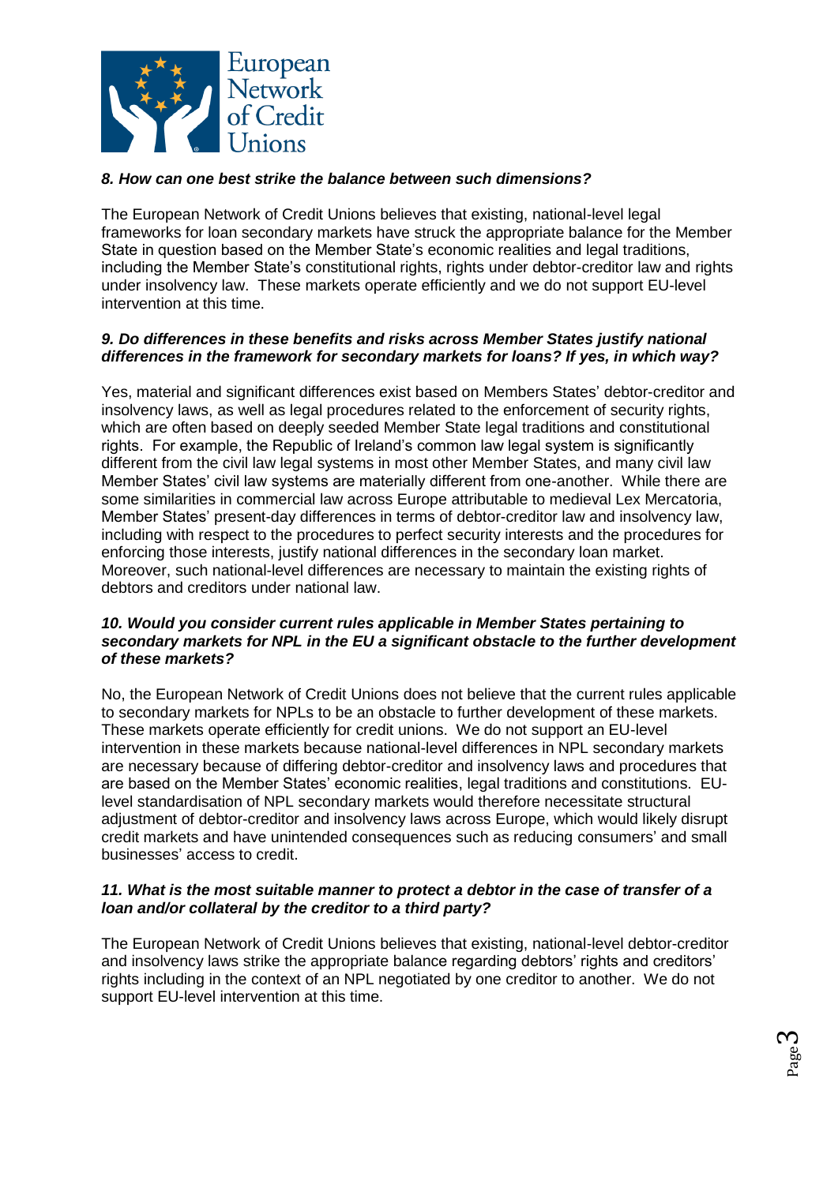***8. How can one best strike the balance between such dimensions?***

The European Network of Credit Unions believes that existing, national-level legal frameworks for loan secondary markets have struck the appropriate balance for the Member State in question based on the Member State's economic realities and legal traditions, including the Member State's constitutional rights, rights under debtor-creditor law and rights under insolvency law. These markets operate efficiently and we do not support EU-level intervention at this time.

***9. Do differences in these benefits and risks across Member States justify national differences in the framework for secondary markets for loans? If yes, in which way?***

Yes, material and significant differences exist based on Members States' debtor-creditor and insolvency laws, as well as legal procedures related to the enforcement of security rights, which are often based on deeply seeded Member State legal traditions and constitutional rights. For example, the Republic of Ireland's common law legal system is significantly different from the civil law legal systems in most other Member States, and many civil law Member States' civil law systems are materially different from one-another. While there are some similarities in commercial law across Europe attributable to medieval Lex Mercatoria, Member States' present-day differences in terms of debtor-creditor law and insolvency law, including with respect to the procedures to perfect security interests and the procedures for enforcing those interests, justify national differences in the secondary loan market. Moreover, such national-level differences are necessary to maintain the existing rights of debtors and creditors under national law.

***10. Would you consider current rules applicable in Member States pertaining to secondary markets for NPL in the EU a significant obstacle to the further development of these markets?***

No, the European Network of Credit Unions does not believe that the current rules applicable to secondary markets for NPLs to be an obstacle to further development of these markets. These markets operate efficiently for credit unions. We do not support an EU-level intervention in these markets because national-level differences in NPL secondary markets are necessary because of differing debtor-creditor and insolvency laws and procedures that are based on the Member States' economic realities, legal traditions and constitutions. EU-level standardisation of NPL secondary markets would therefore necessitate structural adjustment of debtor-creditor and insolvency laws across Europe, which would likely disrupt credit markets and have unintended consequences such as reducing consumers' and small businesses' access to credit.

***11. What is the most suitable manner to protect a debtor in the case of transfer of a loan and/or collateral by the creditor to a third party?***

The European Network of Credit Unions believes that existing, national-level debtor-creditor and insolvency laws strike the appropriate balance regarding debtors' rights and creditors' rights including in the context of an NPL negotiated by one creditor to another. We do not support EU-level intervention at this time.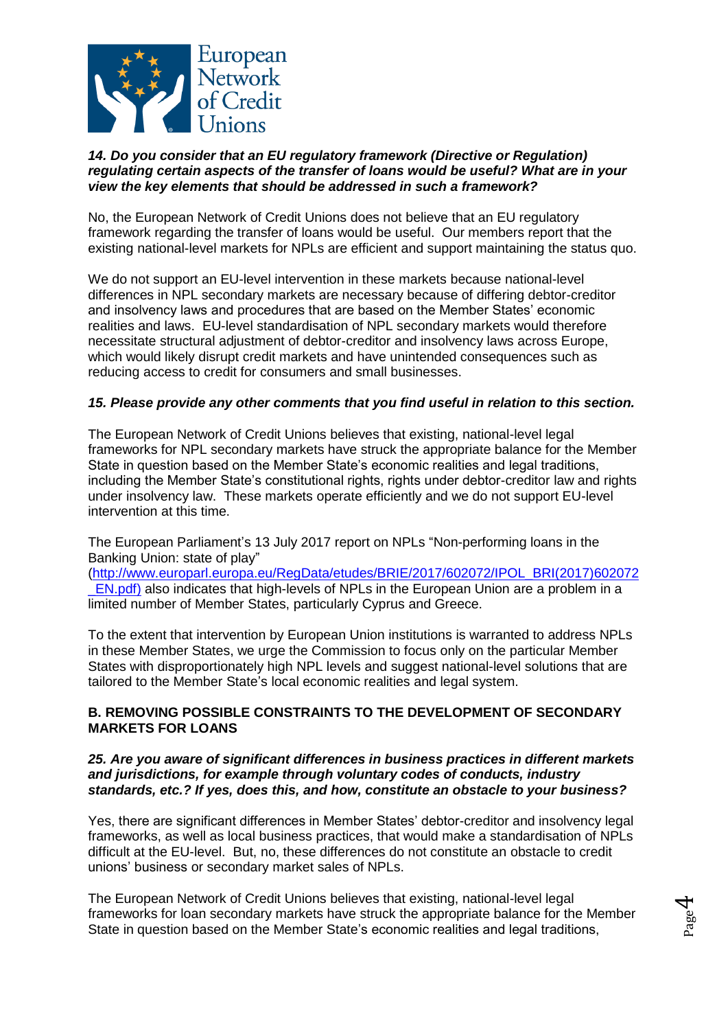***14. Do you consider that an EU regulatory framework (Directive or Regulation) regulating certain aspects of the transfer of loans would be useful? What are in your view the key elements that should be addressed in such a framework?***

No, the European Network of Credit Unions does not believe that an EU regulatory framework regarding the transfer of loans would be useful. Our members report that the existing national-level markets for NPLs are efficient and support maintaining the status quo.

We do not support an EU-level intervention in these markets because national-level differences in NPL secondary markets are necessary because of differing debtor-creditor and insolvency laws and procedures that are based on the Member States' economic realities and laws. EU-level standardisation of NPL secondary markets would therefore necessitate structural adjustment of debtor-creditor and insolvency laws across Europe, which would likely disrupt credit markets and have unintended consequences such as reducing access to credit for consumers and small businesses.

***15. Please provide any other comments that you find useful in relation to this section.***

The European Network of Credit Unions believes that existing, national-level legal frameworks for NPL secondary markets have struck the appropriate balance for the Member State in question based on the Member State's economic realities and legal traditions, including the Member State's constitutional rights, rights under debtor-creditor law and rights under insolvency law. These markets operate efficiently and we do not support EU-level intervention at this time.

The European Parliament's 13 July 2017 report on NPLs "Non-performing loans in the Banking Union: state of play" (http://www.europarl.europa.eu/RegData/etudes/BRIE/2017/602072/IPOL_BRI(2017)602072_EN.pdf) also indicates that high-levels of NPLs in the European Union are a problem in a limited number of Member States, particularly Cyprus and Greece.

To the extent that intervention by European Union institutions is warranted to address NPLs in these Member States, we urge the Commission to focus only on the particular Member States with disproportionately high NPL levels and suggest national-level solutions that are tailored to the Member State's local economic realities and legal system.

**B. REMOVING POSSIBLE CONSTRAINTS TO THE DEVELOPMENT OF SECONDARY MARKETS FOR LOANS**

***25. Are you aware of significant differences in business practices in different markets and jurisdictions, for example through voluntary codes of conducts, industry standards, etc.? If yes, does this, and how, constitute an obstacle to your business?***

Yes, there are significant differences in Member States' debtor-creditor and insolvency legal frameworks, as well as local business practices, that would make a standardisation of NPLs difficult at the EU-level. But, no, these differences do not constitute an obstacle to credit unions' business or secondary market sales of NPLs.

The European Network of Credit Unions believes that existing, national-level legal frameworks for loan secondary markets have struck the appropriate balance for the Member State in question based on the Member State's economic realities and legal traditions,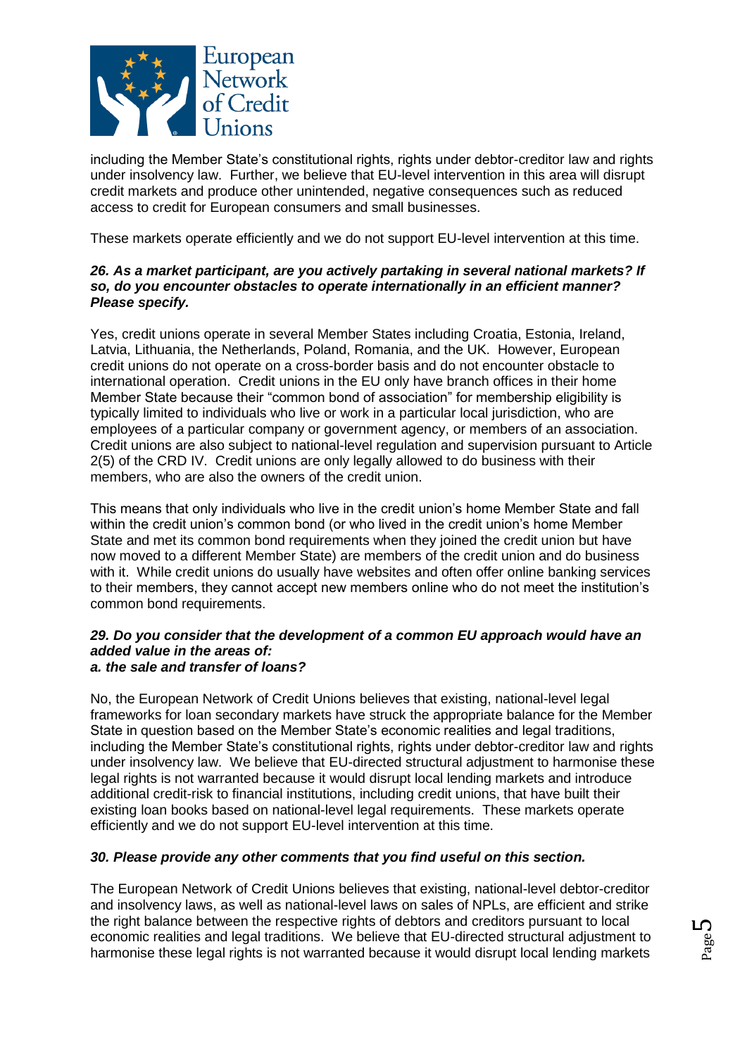including the Member State's constitutional rights, rights under debtor-creditor law and rights under insolvency law. Further, we believe that EU-level intervention in this area will disrupt credit markets and produce other unintended, negative consequences such as reduced access to credit for European consumers and small businesses.

These markets operate efficiently and we do not support EU-level intervention at this time.

***26. As a market participant, are you actively partaking in several national markets? If so, do you encounter obstacles to operate internationally in an efficient manner? Please specify.***

Yes, credit unions operate in several Member States including Croatia, Estonia, Ireland, Latvia, Lithuania, the Netherlands, Poland, Romania, and the UK. However, European credit unions do not operate on a cross-border basis and do not encounter obstacle to international operation. Credit unions in the EU only have branch offices in their home Member State because their "common bond of association" for membership eligibility is typically limited to individuals who live or work in a particular local jurisdiction, who are employees of a particular company or government agency, or members of an association. Credit unions are also subject to national-level regulation and supervision pursuant to Article 2(5) of the CRD IV. Credit unions are only legally allowed to do business with their members, who are also the owners of the credit union.

This means that only individuals who live in the credit union's home Member State and fall within the credit union's common bond (or who lived in the credit union's home Member State and met its common bond requirements when they joined the credit union but have now moved to a different Member State) are members of the credit union and do business with it. While credit unions do usually have websites and often offer online banking services to their members, they cannot accept new members online who do not meet the institution's common bond requirements.

***29. Do you consider that the development of a common EU approach would have an added value in the areas of:***
***a. the sale and transfer of loans?***

No, the European Network of Credit Unions believes that existing, national-level legal frameworks for loan secondary markets have struck the appropriate balance for the Member State in question based on the Member State's economic realities and legal traditions, including the Member State's constitutional rights, rights under debtor-creditor law and rights under insolvency law. We believe that EU-directed structural adjustment to harmonise these legal rights is not warranted because it would disrupt local lending markets and introduce additional credit-risk to financial institutions, including credit unions, that have built their existing loan books based on national-level legal requirements. These markets operate efficiently and we do not support EU-level intervention at this time.

***30. Please provide any other comments that you find useful on this section.***

The European Network of Credit Unions believes that existing, national-level debtor-creditor and insolvency laws, as well as national-level laws on sales of NPLs, are efficient and strike the right balance between the respective rights of debtors and creditors pursuant to local economic realities and legal traditions. We believe that EU-directed structural adjustment to harmonise these legal rights is not warranted because it would disrupt local lending markets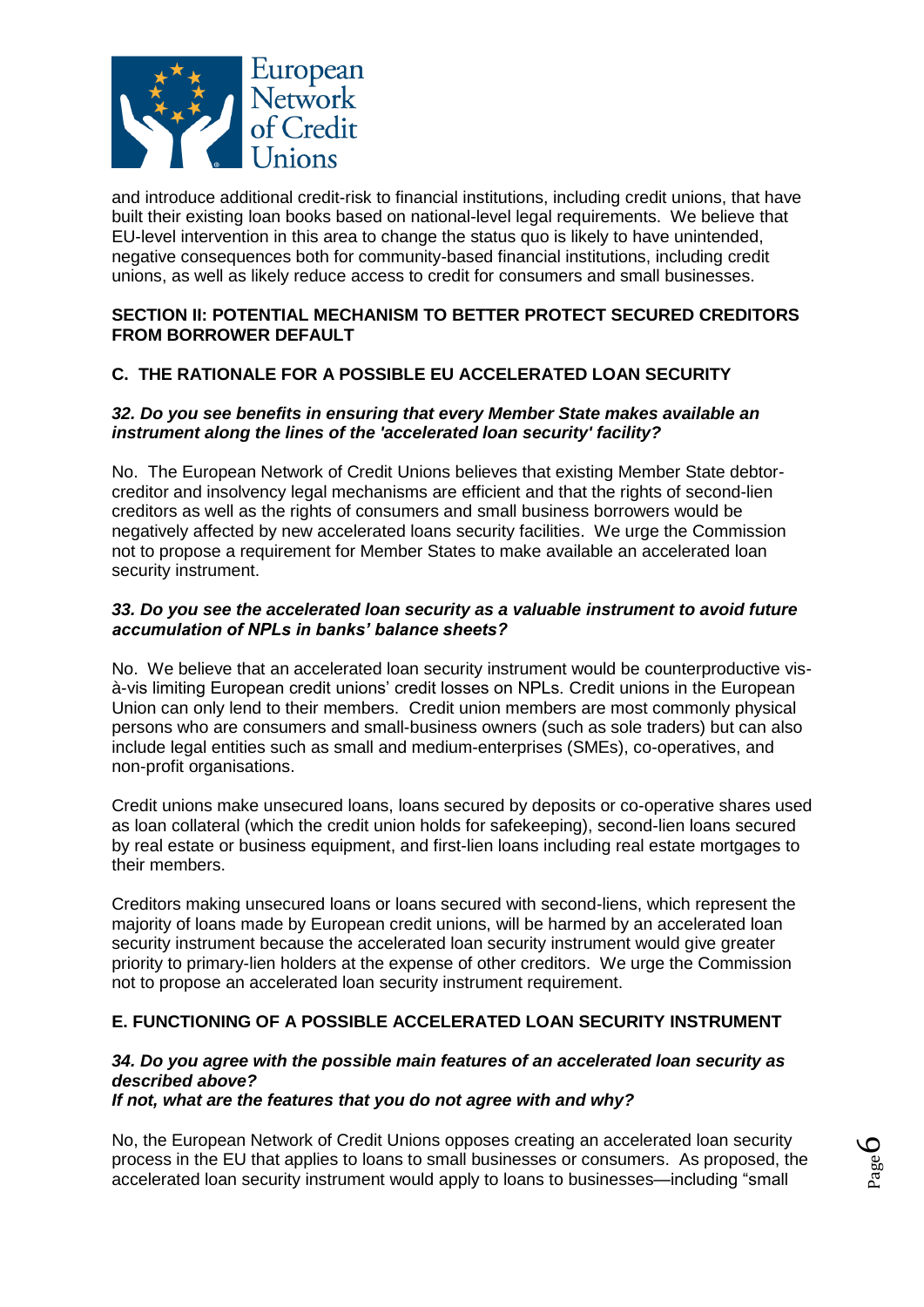and introduce additional credit-risk to financial institutions, including credit unions, that have built their existing loan books based on national-level legal requirements. We believe that EU-level intervention in this area to change the status quo is likely to have unintended, negative consequences both for community-based financial institutions, including credit unions, as well as likely reduce access to credit for consumers and small businesses.

## SECTION II: POTENTIAL MECHANISM TO BETTER PROTECT SECURED CREDITORS FROM BORROWER DEFAULT

### C. THE RATIONALE FOR A POSSIBLE EU ACCELERATED LOAN SECURITY

***32. Do you see benefits in ensuring that every Member State makes available an instrument along the lines of the 'accelerated loan security' facility?***

No. The European Network of Credit Unions believes that existing Member State debtor-creditor and insolvency legal mechanisms are efficient and that the rights of second-lien creditors as well as the rights of consumers and small business borrowers would be negatively affected by new accelerated loans security facilities. We urge the Commission not to propose a requirement for Member States to make available an accelerated loan security instrument.

***33. Do you see the accelerated loan security as a valuable instrument to avoid future accumulation of NPLs in banks' balance sheets?***

No. We believe that an accelerated loan security instrument would be counterproductive vis-à-vis limiting European credit unions' credit losses on NPLs. Credit unions in the European Union can only lend to their members. Credit union members are most commonly physical persons who are consumers and small-business owners (such as sole traders) but can also include legal entities such as small and medium-enterprises (SMEs), co-operatives, and non-profit organisations.

Credit unions make unsecured loans, loans secured by deposits or co-operative shares used as loan collateral (which the credit union holds for safekeeping), second-lien loans secured by real estate or business equipment, and first-lien loans including real estate mortgages to their members.

Creditors making unsecured loans or loans secured with second-liens, which represent the majority of loans made by European credit unions, will be harmed by an accelerated loan security instrument because the accelerated loan security instrument would give greater priority to primary-lien holders at the expense of other creditors. We urge the Commission not to propose an accelerated loan security instrument requirement.

### E. FUNCTIONING OF A POSSIBLE ACCELERATED LOAN SECURITY INSTRUMENT

***34. Do you agree with the possible main features of an accelerated loan security as described above?***
***If not, what are the features that you do not agree with and why?***

No, the European Network of Credit Unions opposes creating an accelerated loan security process in the EU that applies to loans to small businesses or consumers. As proposed, the accelerated loan security instrument would apply to loans to businesses—including "small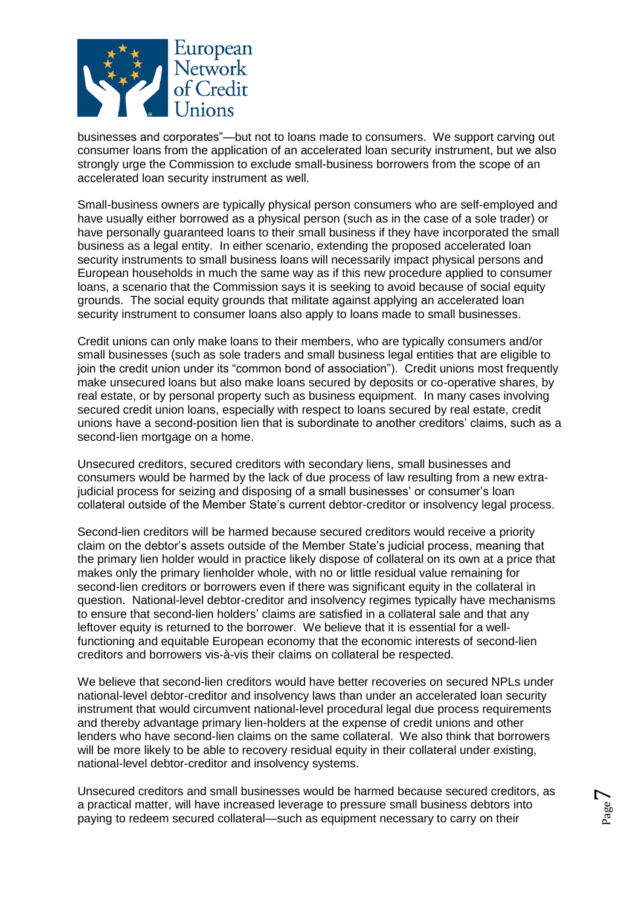businesses and corporates"—but not to loans made to consumers. We support carving out consumer loans from the application of an accelerated loan security instrument, but we also strongly urge the Commission to exclude small-business borrowers from the scope of an accelerated loan security instrument as well.

Small-business owners are typically physical person consumers who are self-employed and have usually either borrowed as a physical person (such as in the case of a sole trader) or have personally guaranteed loans to their small business if they have incorporated the small business as a legal entity. In either scenario, extending the proposed accelerated loan security instruments to small business loans will necessarily impact physical persons and European households in much the same way as if this new procedure applied to consumer loans, a scenario that the Commission says it is seeking to avoid because of social equity grounds. The social equity grounds that militate against applying an accelerated loan security instrument to consumer loans also apply to loans made to small businesses.

Credit unions can only make loans to their members, who are typically consumers and/or small businesses (such as sole traders and small business legal entities that are eligible to join the credit union under its "common bond of association"). Credit unions most frequently make unsecured loans but also make loans secured by deposits or co-operative shares, by real estate, or by personal property such as business equipment. In many cases involving secured credit union loans, especially with respect to loans secured by real estate, credit unions have a second-position lien that is subordinate to another creditors' claims, such as a second-lien mortgage on a home.

Unsecured creditors, secured creditors with secondary liens, small businesses and consumers would be harmed by the lack of due process of law resulting from a new extra-judicial process for seizing and disposing of a small businesses' or consumer's loan collateral outside of the Member State's current debtor-creditor or insolvency legal process.

Second-lien creditors will be harmed because secured creditors would receive a priority claim on the debtor's assets outside of the Member State's judicial process, meaning that the primary lien holder would in practice likely dispose of collateral on its own at a price that makes only the primary lienholder whole, with no or little residual value remaining for second-lien creditors or borrowers even if there was significant equity in the collateral in question. National-level debtor-creditor and insolvency regimes typically have mechanisms to ensure that second-lien holders' claims are satisfied in a collateral sale and that any leftover equity is returned to the borrower. We believe that it is essential for a well-functioning and equitable European economy that the economic interests of second-lien creditors and borrowers vis-à-vis their claims on collateral be respected.

We believe that second-lien creditors would have better recoveries on secured NPLs under national-level debtor-creditor and insolvency laws than under an accelerated loan security instrument that would circumvent national-level procedural legal due process requirements and thereby advantage primary lien-holders at the expense of credit unions and other lenders who have second-lien claims on the same collateral. We also think that borrowers will be more likely to be able to recovery residual equity in their collateral under existing, national-level debtor-creditor and insolvency systems.

Unsecured creditors and small businesses would be harmed because secured creditors, as a practical matter, will have increased leverage to pressure small business debtors into paying to redeem secured collateral—such as equipment necessary to carry on their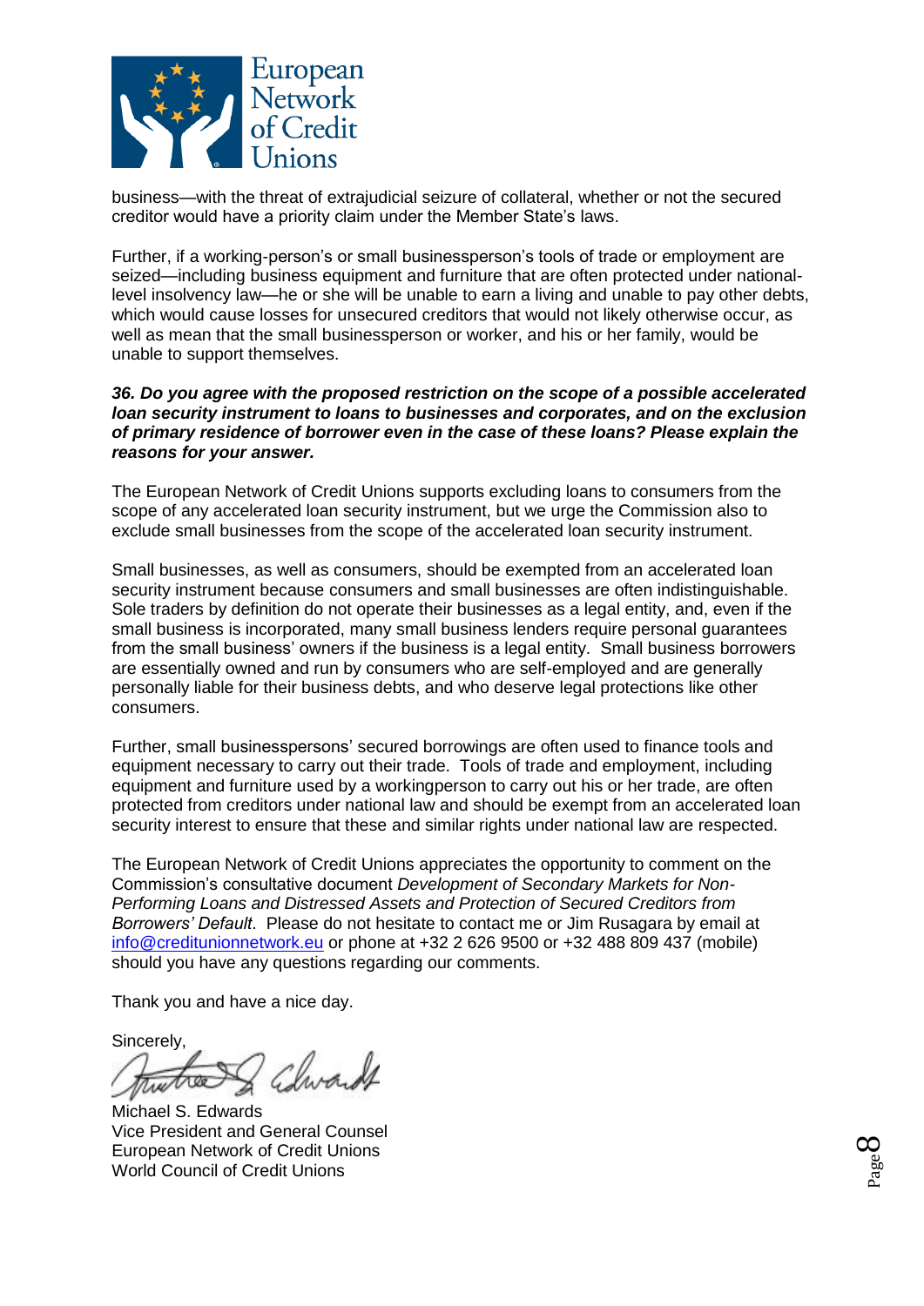business—with the threat of extrajudicial seizure of collateral, whether or not the secured creditor would have a priority claim under the Member State's laws.

Further, if a working-person's or small businessperson's tools of trade or employment are seized—including business equipment and furniture that are often protected under national-level insolvency law—he or she will be unable to earn a living and unable to pay other debts, which would cause losses for unsecured creditors that would not likely otherwise occur, as well as mean that the small businessperson or worker, and his or her family, would be unable to support themselves.

***36. Do you agree with the proposed restriction on the scope of a possible accelerated loan security instrument to loans to businesses and corporates, and on the exclusion of primary residence of borrower even in the case of these loans? Please explain the reasons for your answer.***

The European Network of Credit Unions supports excluding loans to consumers from the scope of any accelerated loan security instrument, but we urge the Commission also to exclude small businesses from the scope of the accelerated loan security instrument.

Small businesses, as well as consumers, should be exempted from an accelerated loan security instrument because consumers and small businesses are often indistinguishable. Sole traders by definition do not operate their businesses as a legal entity, and, even if the small business is incorporated, many small business lenders require personal guarantees from the small business' owners if the business is a legal entity. Small business borrowers are essentially owned and run by consumers who are self-employed and are generally personally liable for their business debts, and who deserve legal protections like other consumers.

Further, small businesspersons' secured borrowings are often used to finance tools and equipment necessary to carry out their trade. Tools of trade and employment, including equipment and furniture used by a workingperson to carry out his or her trade, are often protected from creditors under national law and should be exempt from an accelerated loan security interest to ensure that these and similar rights under national law are respected.

The European Network of Credit Unions appreciates the opportunity to comment on the Commission's consultative document *Development of Secondary Markets for Non-Performing Loans and Distressed Assets and Protection of Secured Creditors from Borrowers' Default*. Please do not hesitate to contact me or Jim Rusagara by email at info@creditunionnetwork.eu or phone at +32 2 626 9500 or +32 488 809 437 (mobile) should you have any questions regarding our comments.

Thank you and have a nice day.

Sincerely,

Michael S. Edwards
Vice President and General Counsel
European Network of Credit Unions
World Council of Credit Unions